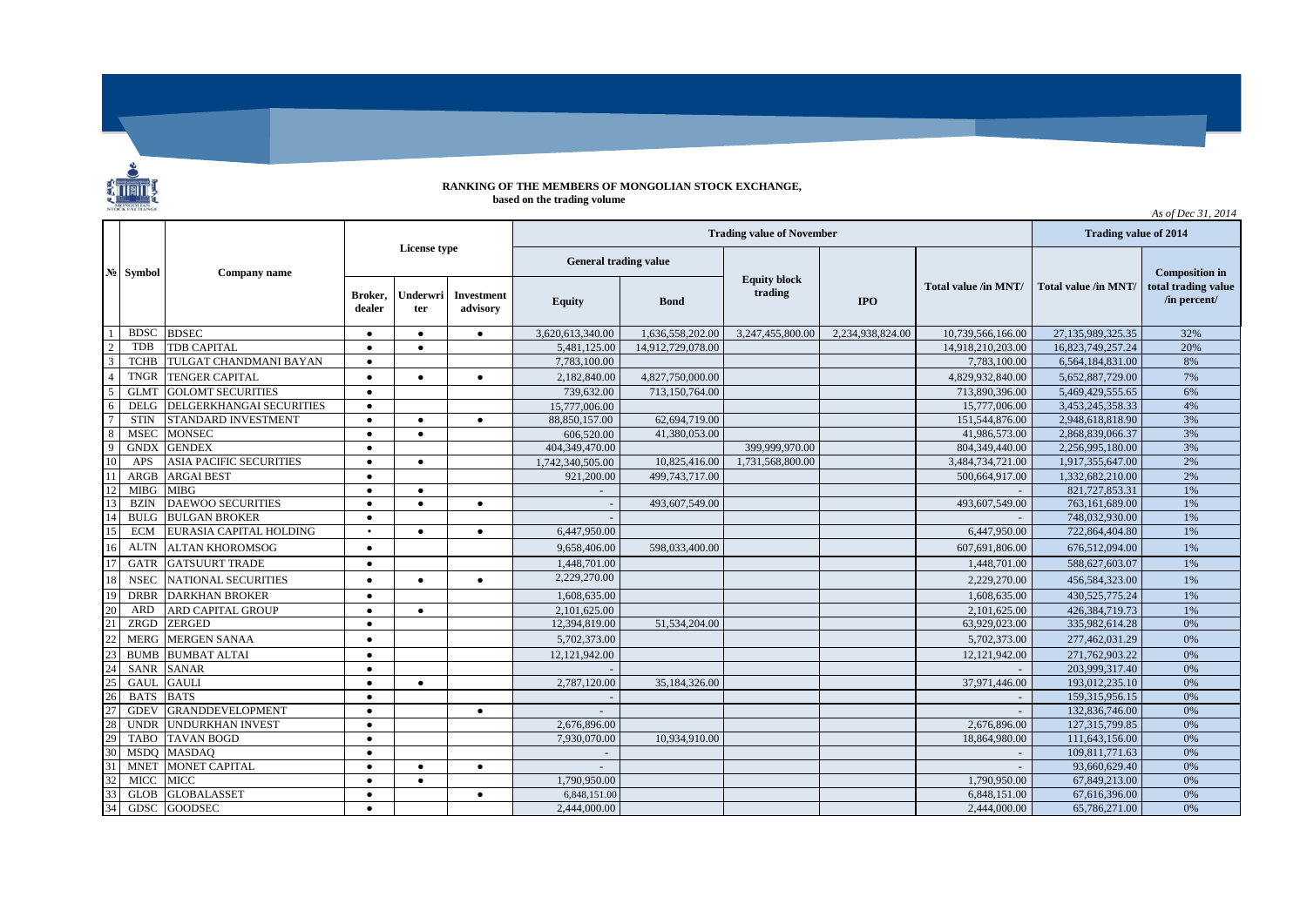## RANKING OF THE MEMBERS OF MONGOLIAN STOCK EXCHANGE,
**based on the trading volume**

*As of Dec 31, 2014*

| № | Symbol | Company name | License type | | | Trading value of November | | | | | Trading value of 2014 | |
|---|---|---|---|---|---|---|---|---|---|---|---|---|
| | | | | | | General trading value | | Equity block trading | IPO | Total value /in MNT/ | Total value /in MNT/ | Composition in total trading value /in percent/ |
| | | | Broker, dealer | Underwriter | Investment advisory | Equity | Bond | | | | | |
| 1 | BDSC | BDSEC | ● | ● | ● | 3,620,613,340.00 | 1,636,558,202.00 | 3,247,455,800.00 | 2,234,938,824.00 | 10,739,566,166.00 | 27,135,989,325.35 | 32% |
| 2 | TDB | TDB CAPITAL | ● | ● | | 5,481,125.00 | 14,912,729,078.00 | | | 14,918,210,203.00 | 16,823,749,257.24 | 20% |
| 3 | TCHB | TULGAT CHANDMANI BAYAN | ● | | | 7,783,100.00 | | | | 7,783,100.00 | 6,564,184,831.00 | 8% |
| 4 | TNGR | TENGER CAPITAL | ● | ● | ● | 2,182,840.00 | 4,827,750,000.00 | | | 4,829,932,840.00 | 5,652,887,729.00 | 7% |
| 5 | GLMT | GOLOMT SECURITIES | ● | | | 739,632.00 | 713,150,764.00 | | | 713,890,396.00 | 5,469,429,555.65 | 6% |
| 6 | DELG | DELGERKHANGAI SECURITIES | ● | | | 15,777,006.00 | | | | 15,777,006.00 | 3,453,245,358.33 | 4% |
| 7 | STIN | STANDARD INVESTMENT | ● | ● | ● | 88,850,157.00 | 62,694,719.00 | | | 151,544,876.00 | 2,948,618,818.90 | 3% |
| 8 | MSEC | MONSEC | ● | ● | | 606,520.00 | 41,380,053.00 | | | 41,986,573.00 | 2,868,839,066.37 | 3% |
| 9 | GNDX | GENDEX | ● | | | 404,349,470.00 | | 399,999,970.00 | | 804,349,440.00 | 2,256,995,180.00 | 3% |
| 10 | APS | ASIA PACIFIC SECURITIES | ● | ● | | 1,742,340,505.00 | 10,825,416.00 | 1,731,568,800.00 | | 3,484,734,721.00 | 1,917,355,647.00 | 2% |
| 11 | ARGB | ARGAI BEST | ● | | | 921,200.00 | 499,743,717.00 | | | 500,664,917.00 | 1,332,682,210.00 | 2% |
| 12 | MIBG | MIBG | ● | ● | | - | | | | - | 821,727,853.31 | 1% |
| 13 | BZIN | DAEWOO SECURITIES | ● | ● | ● | - | 493,607,549.00 | | | 493,607,549.00 | 763,161,689.00 | 1% |
| 14 | BULG | BULGAN BROKER | ● | | | - | | | | - | 748,032,930.00 | 1% |
| 15 | ECM | EURASIA CAPITAL HOLDING | • | ● | ● | 6,447,950.00 | | | | 6,447,950.00 | 722,864,404.80 | 1% |
| 16 | ALTN | ALTAN KHOROMSOG | ● | | | 9,658,406.00 | 598,033,400.00 | | | 607,691,806.00 | 676,512,094.00 | 1% |
| 17 | GATR | GATSUURT TRADE | ● | | | 1,448,701.00 | | | | 1,448,701.00 | 588,627,603.07 | 1% |
| 18 | NSEC | NATIONAL SECURITIES | ● | ● | ● | 2,229,270.00 | | | | 2,229,270.00 | 456,584,323.00 | 1% |
| 19 | DRBR | DARKHAN BROKER | ● | | | 1,608,635.00 | | | | 1,608,635.00 | 430,525,775.24 | 1% |
| 20 | ARD | ARD CAPITAL GROUP | ● | ● | | 2,101,625.00 | | | | 2,101,625.00 | 426,384,719.73 | 1% |
| 21 | ZRGD | ZERGED | ● | | | 12,394,819.00 | 51,534,204.00 | | | 63,929,023.00 | 335,982,614.28 | 0% |
| 22 | MERG | MERGEN SANAA | ● | | | 5,702,373.00 | | | | 5,702,373.00 | 277,462,031.29 | 0% |
| 23 | BUMB | BUMBAT ALTAI | ● | | | 12,121,942.00 | | | | 12,121,942.00 | 271,762,903.22 | 0% |
| 24 | SANR | SANAR | ● | | | - | | | | - | 203,999,317.40 | 0% |
| 25 | GAUL | GAULI | ● | ● | | 2,787,120.00 | 35,184,326.00 | | | 37,971,446.00 | 193,012,235.10 | 0% |
| 26 | BATS | BATS | ● | | | - | | | | - | 159,315,956.15 | 0% |
| 27 | GDEV | GRANDDEVELOPMENT | ● | | ● | - | | | | - | 132,836,746.00 | 0% |
| 28 | UNDR | UNDURKHAN INVEST | ● | | | 2,676,896.00 | | | | 2,676,896.00 | 127,315,799.85 | 0% |
| 29 | TABO | TAVAN BOGD | ● | | | 7,930,070.00 | 10,934,910.00 | | | 18,864,980.00 | 111,643,156.00 | 0% |
| 30 | MSDQ | MASDAQ | ● | | | - | | | | - | 109,811,771.63 | 0% |
| 31 | MNET | MONET CAPITAL | ● | ● | ● | - | | | | - | 93,660,629.40 | 0% |
| 32 | MICC | MICC | ● | ● | | 1,790,950.00 | | | | 1,790,950.00 | 67,849,213.00 | 0% |
| 33 | GLOB | GLOBALASSET | ● | | ● | 6,848,151.00 | | | | 6,848,151.00 | 67,616,396.00 | 0% |
| 34 | GDSC | GOODSEC | ● | | | 2,444,000.00 | | | | 2,444,000.00 | 65,786,271.00 | 0% |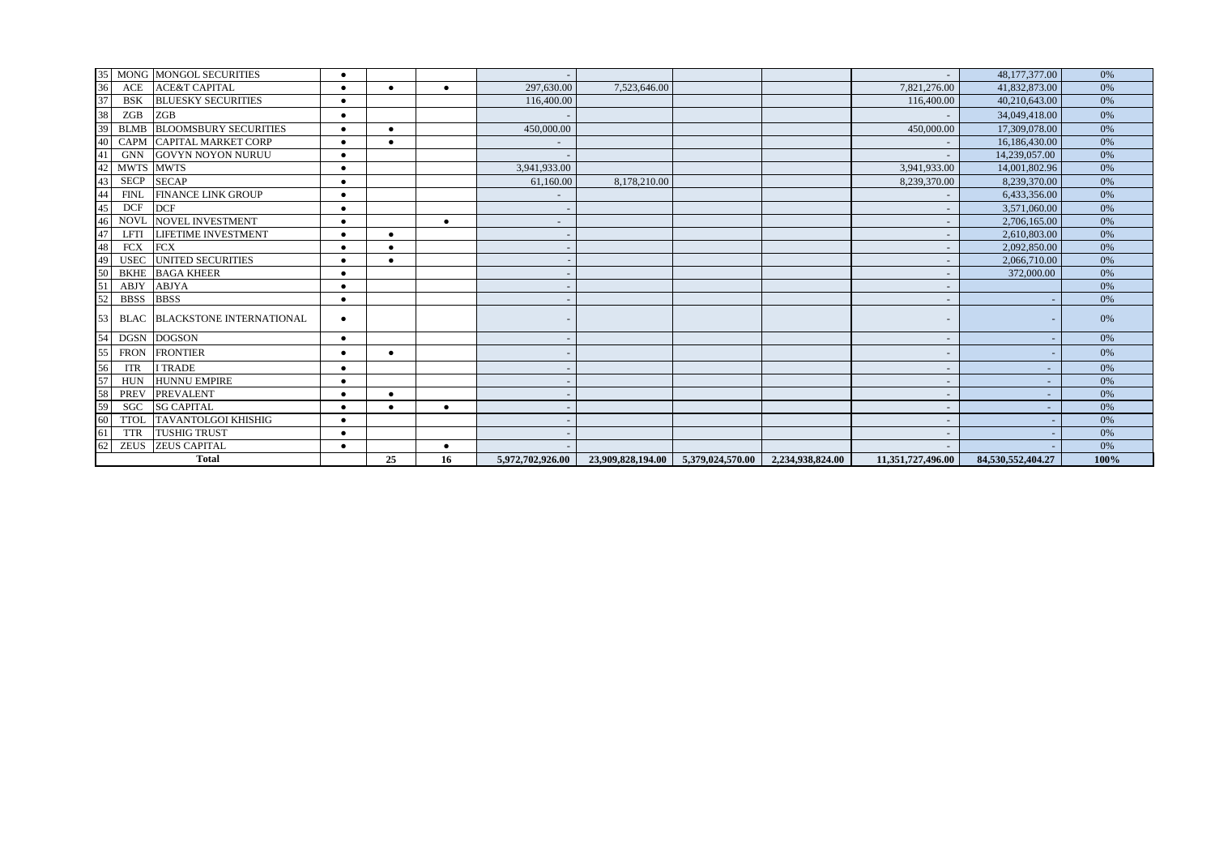| | | | | | | | | | | | | |
|---|---|---|---|---|---|---|---|---|---|---|---|---|
| 35 | MONG | MONGOL SECURITIES | ● | | | - | | | | - | 48,177,377.00 | 0% |
| 36 | ACE | ACE&T CAPITAL | ● | ● | ● | 297,630.00 | 7,523,646.00 | | | 7,821,276.00 | 41,832,873.00 | 0% |
| 37 | BSK | BLUESKY SECURITIES | ● | | | 116,400.00 | | | | 116,400.00 | 40,210,643.00 | 0% |
| 38 | ZGB | ZGB | ● | | | - | | | | - | 34,049,418.00 | 0% |
| 39 | BLMB | BLOOMSBURY SECURITIES | ● | ● | | 450,000.00 | | | | 450,000.00 | 17,309,078.00 | 0% |
| 40 | CAPM | CAPITAL MARKET CORP | ● | ● | | - | | | | - | 16,186,430.00 | 0% |
| 41 | GNN | GOVYN NOYON NURUU | ● | | | - | | | | - | 14,239,057.00 | 0% |
| 42 | MWTS | MWTS | ● | | | 3,941,933.00 | | | | 3,941,933.00 | 14,001,802.96 | 0% |
| 43 | SECP | SECAP | ● | | | 61,160.00 | 8,178,210.00 | | | 8,239,370.00 | 8,239,370.00 | 0% |
| 44 | FINL | FINANCE LINK GROUP | ● | | | - | | | | - | 6,433,356.00 | 0% |
| 45 | DCF | DCF | ● | | | - | | | | - | 3,571,060.00 | 0% |
| 46 | NOVL | NOVEL INVESTMENT | ● | | ● | - | | | | - | 2,706,165.00 | 0% |
| 47 | LFTI | LIFETIME INVESTMENT | ● | ● | | - | | | | - | 2,610,803.00 | 0% |
| 48 | FCX | FCX | ● | ● | | - | | | | - | 2,092,850.00 | 0% |
| 49 | USEC | UNITED SECURITIES | ● | ● | | - | | | | - | 2,066,710.00 | 0% |
| 50 | BKHE | BAGA KHEER | ● | | | - | | | | - | 372,000.00 | 0% |
| 51 | ABJY | ABJYA | ● | | | - | | | | - | | 0% |
| 52 | BBSS | BBSS | ● | | | - | | | | - | - | 0% |
| 53 | BLAC | BLACKSTONE INTERNATIONAL | ● | | | - | | | | - | - | 0% |
| 54 | DGSN | DOGSON | ● | | | - | | | | - | - | 0% |
| 55 | FRON | FRONTIER | ● | ● | | - | | | | - | - | 0% |
| 56 | ITR | I TRADE | ● | | | - | | | | - | - | 0% |
| 57 | HUN | HUNNU EMPIRE | ● | | | - | | | | - | - | 0% |
| 58 | PREV | PREVALENT | ● | ● | | - | | | | - | - | 0% |
| 59 | SGC | SG CAPITAL | ● | ● | ● | - | | | | - | - | 0% |
| 60 | TTOL | TAVANTOLGOI KHISHIG | ● | | | - | | | | - | - | 0% |
| 61 | TTR | TUSHIG TRUST | ● | | | - | | | | - | - | 0% |
| 62 | ZEUS | ZEUS CAPITAL | ● | | ● | - | | | | - | - | 0% |
| **Total** | | | | **25** | **16** | **5,972,702,926.00** | **23,909,828,194.00** | **5,379,024,570.00** | **2,234,938,824.00** | **11,351,727,496.00** | **84,530,552,404.27** | **100%** |